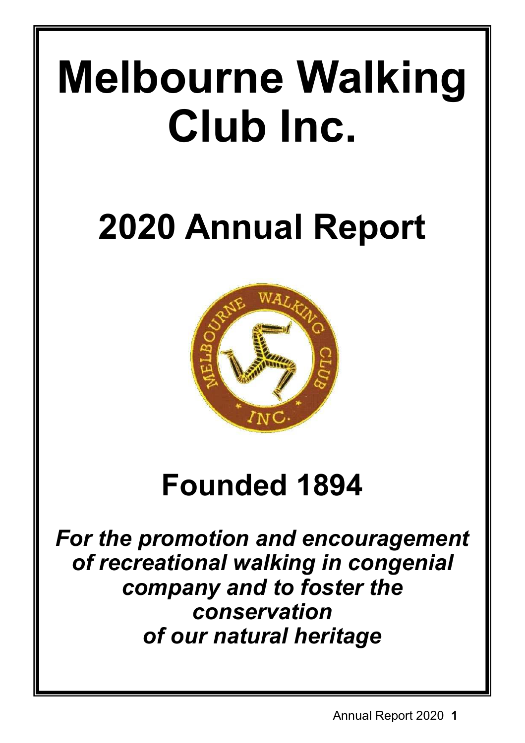# Melbourne Walking Club Inc.

# 2020 Annual Report

# Founded 1894

***For the promotion and encouragement of recreational walking in congenial company and to foster the conservation of our natural heritage***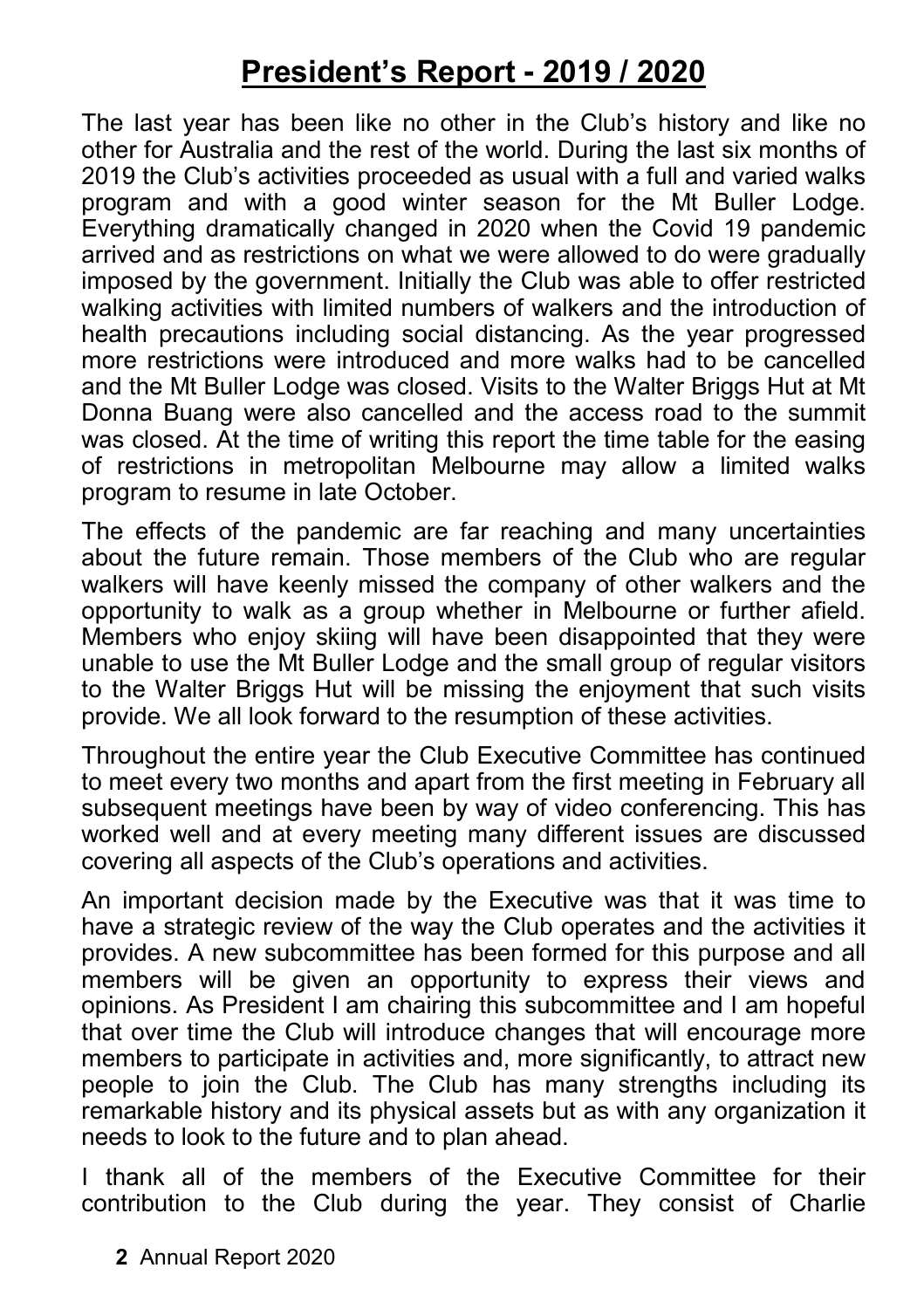# President's Report - 2019 / 2020

The last year has been like no other in the Club's history and like no other for Australia and the rest of the world. During the last six months of 2019 the Club's activities proceeded as usual with a full and varied walks program and with a good winter season for the Mt Buller Lodge. Everything dramatically changed in 2020 when the Covid 19 pandemic arrived and as restrictions on what we were allowed to do were gradually imposed by the government. Initially the Club was able to offer restricted walking activities with limited numbers of walkers and the introduction of health precautions including social distancing. As the year progressed more restrictions were introduced and more walks had to be cancelled and the Mt Buller Lodge was closed. Visits to the Walter Briggs Hut at Mt Donna Buang were also cancelled and the access road to the summit was closed. At the time of writing this report the time table for the easing of restrictions in metropolitan Melbourne may allow a limited walks program to resume in late October.

The effects of the pandemic are far reaching and many uncertainties about the future remain. Those members of the Club who are regular walkers will have keenly missed the company of other walkers and the opportunity to walk as a group whether in Melbourne or further afield. Members who enjoy skiing will have been disappointed that they were unable to use the Mt Buller Lodge and the small group of regular visitors to the Walter Briggs Hut will be missing the enjoyment that such visits provide. We all look forward to the resumption of these activities.

Throughout the entire year the Club Executive Committee has continued to meet every two months and apart from the first meeting in February all subsequent meetings have been by way of video conferencing. This has worked well and at every meeting many different issues are discussed covering all aspects of the Club's operations and activities.

An important decision made by the Executive was that it was time to have a strategic review of the way the Club operates and the activities it provides. A new subcommittee has been formed for this purpose and all members will be given an opportunity to express their views and opinions. As President I am chairing this subcommittee and I am hopeful that over time the Club will introduce changes that will encourage more members to participate in activities and, more significantly, to attract new people to join the Club. The Club has many strengths including its remarkable history and its physical assets but as with any organization it needs to look to the future and to plan ahead.

I thank all of the members of the Executive Committee for their contribution to the Club during the year. They consist of Charlie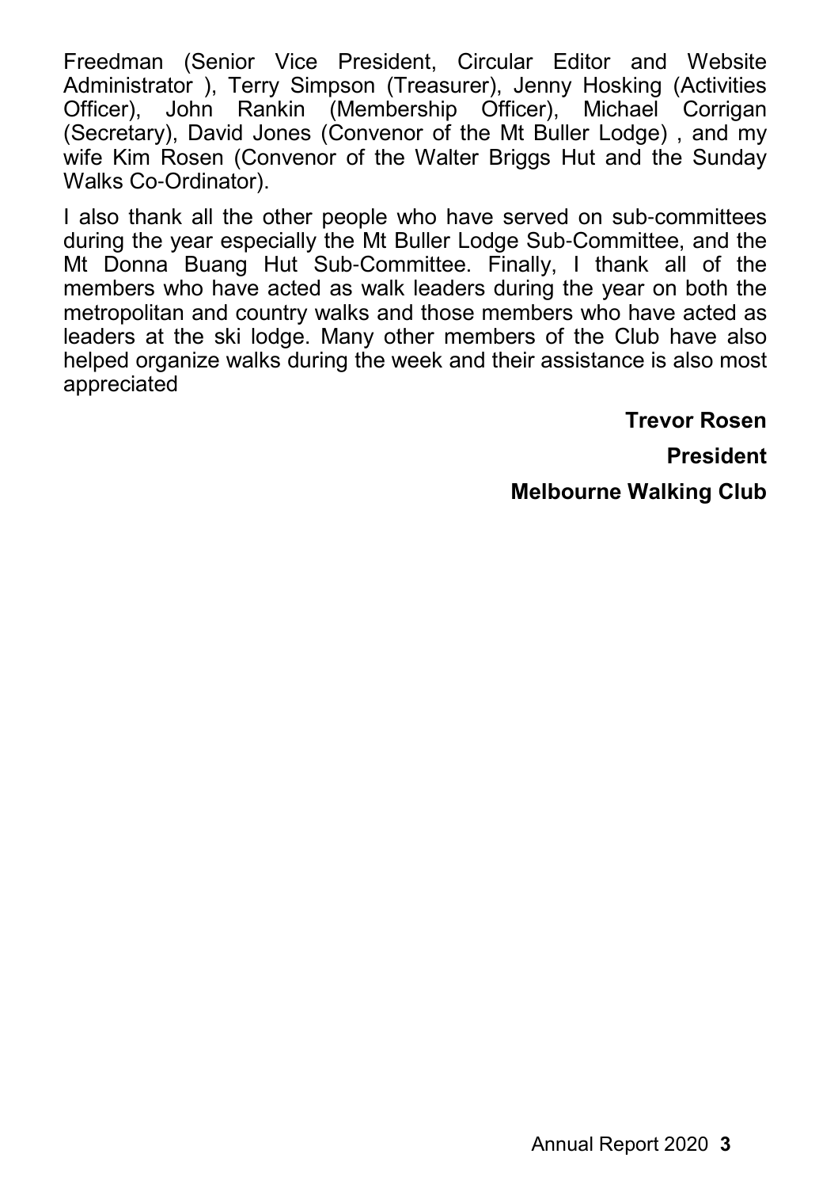Freedman (Senior Vice President, Circular Editor and Website Administrator ), Terry Simpson (Treasurer), Jenny Hosking (Activities Officer), John Rankin (Membership Officer), Michael Corrigan (Secretary), David Jones (Convenor of the Mt Buller Lodge) , and my wife Kim Rosen (Convenor of the Walter Briggs Hut and the Sunday Walks Co-Ordinator).

I also thank all the other people who have served on sub-committees during the year especially the Mt Buller Lodge Sub-Committee, and the Mt Donna Buang Hut Sub-Committee. Finally, I thank all of the members who have acted as walk leaders during the year on both the metropolitan and country walks and those members who have acted as leaders at the ski lodge. Many other members of the Club have also helped organize walks during the week and their assistance is also most appreciated

**Trevor Rosen**

**President**

**Melbourne Walking Club**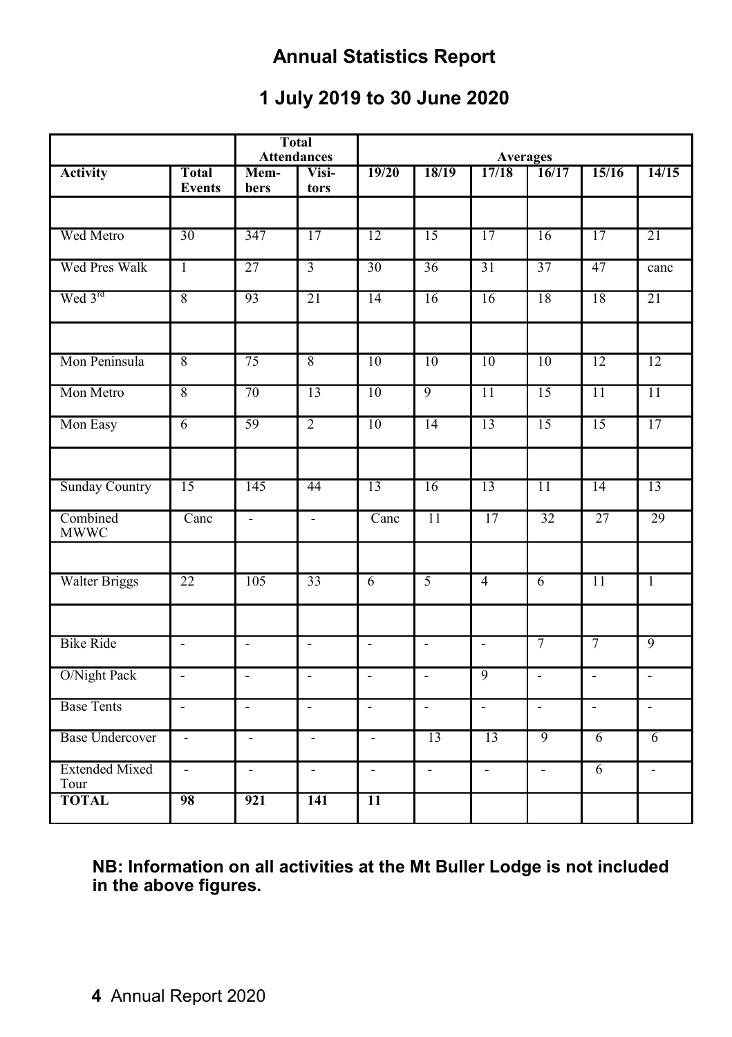# Annual Statistics Report

## 1 July 2019 to 30 June 2020

| | | Total Attendances | | Averages | | | | | |
|---|---|---|---|---|---|---|---|---|---|
| **Activity** | **Total Events** | **Mem-bers** | **Visi-tors** | **19/20** | **18/19** | **17/18** | **16/17** | **15/16** | **14/15** |
| | | | | | | | | | |
| Wed Metro | 30 | 347 | 17 | 12 | 15 | 17 | 16 | 17 | 21 |
| Wed Pres Walk | 1 | 27 | 3 | 30 | 36 | 31 | 37 | 47 | canc |
| Wed 3rd | 8 | 93 | 21 | 14 | 16 | 16 | 18 | 18 | 21 |
| | | | | | | | | | |
| Mon Peninsula | 8 | 75 | 8 | 10 | 10 | 10 | 10 | 12 | 12 |
| Mon Metro | 8 | 70 | 13 | 10 | 9 | 11 | 15 | 11 | 11 |
| Mon Easy | 6 | 59 | 2 | 10 | 14 | 13 | 15 | 15 | 17 |
| | | | | | | | | | |
| Sunday Country | 15 | 145 | 44 | 13 | 16 | 13 | 11 | 14 | 13 |
| Combined MWWC | Canc | - | - | Canc | 11 | 17 | 32 | 27 | 29 |
| | | | | | | | | | |
| Walter Briggs | 22 | 105 | 33 | 6 | 5 | 4 | 6 | 11 | 1 |
| | | | | | | | | | |
| Bike Ride | - | - | - | - | - | - | 7 | 7 | 9 |
| O/Night Pack | - | - | - | - | - | 9 | - | - | - |
| Base Tents | - | - | - | - | - | - | - | - | - |
| Base Undercover | - | - | - | - | 13 | 13 | 9 | 6 | 6 |
| Extended Mixed Tour | - | - | - | - | - | - | - | 6 | - |
| **TOTAL** | **98** | **921** | **141** | **11** | | | | | |

**NB: Information on all activities at the Mt Buller Lodge is not included in the above figures.**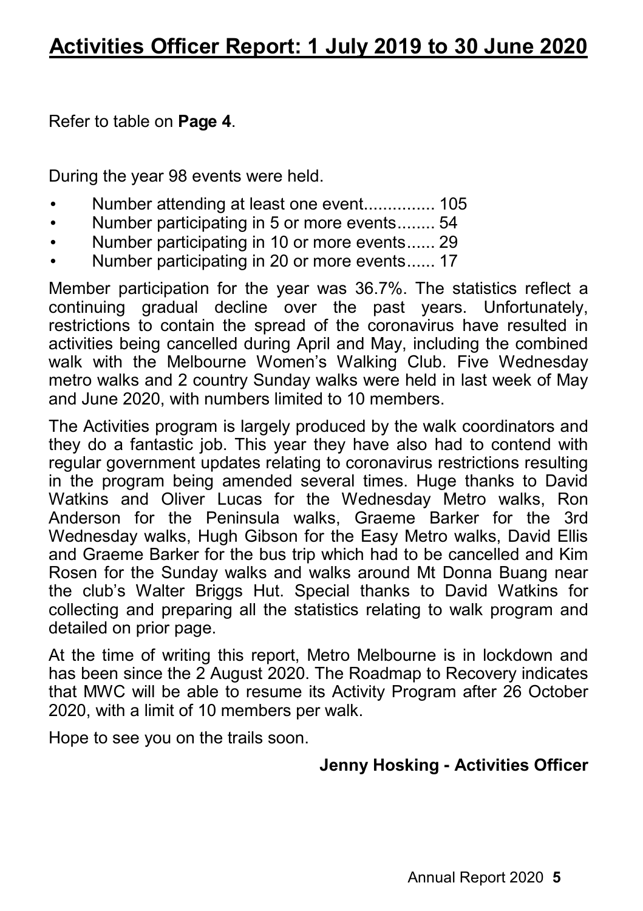# Activities Officer Report: 1 July 2019 to 30 June 2020

Refer to table on **Page 4**.

During the year 98 events were held.

- Number attending at least one event............... 105
- Number participating in 5 or more events........ 54
- Number participating in 10 or more events...... 29
- Number participating in 20 or more events...... 17

Member participation for the year was 36.7%. The statistics reflect a continuing gradual decline over the past years. Unfortunately, restrictions to contain the spread of the coronavirus have resulted in activities being cancelled during April and May, including the combined walk with the Melbourne Women's Walking Club. Five Wednesday metro walks and 2 country Sunday walks were held in last week of May and June 2020, with numbers limited to 10 members.

The Activities program is largely produced by the walk coordinators and they do a fantastic job. This year they have also had to contend with regular government updates relating to coronavirus restrictions resulting in the program being amended several times. Huge thanks to David Watkins and Oliver Lucas for the Wednesday Metro walks, Ron Anderson for the Peninsula walks, Graeme Barker for the 3rd Wednesday walks, Hugh Gibson for the Easy Metro walks, David Ellis and Graeme Barker for the bus trip which had to be cancelled and Kim Rosen for the Sunday walks and walks around Mt Donna Buang near the club's Walter Briggs Hut. Special thanks to David Watkins for collecting and preparing all the statistics relating to walk program and detailed on prior page.

At the time of writing this report, Metro Melbourne is in lockdown and has been since the 2 August 2020. The Roadmap to Recovery indicates that MWC will be able to resume its Activity Program after 26 October 2020, with a limit of 10 members per walk.

Hope to see you on the trails soon.

**Jenny Hosking - Activities Officer**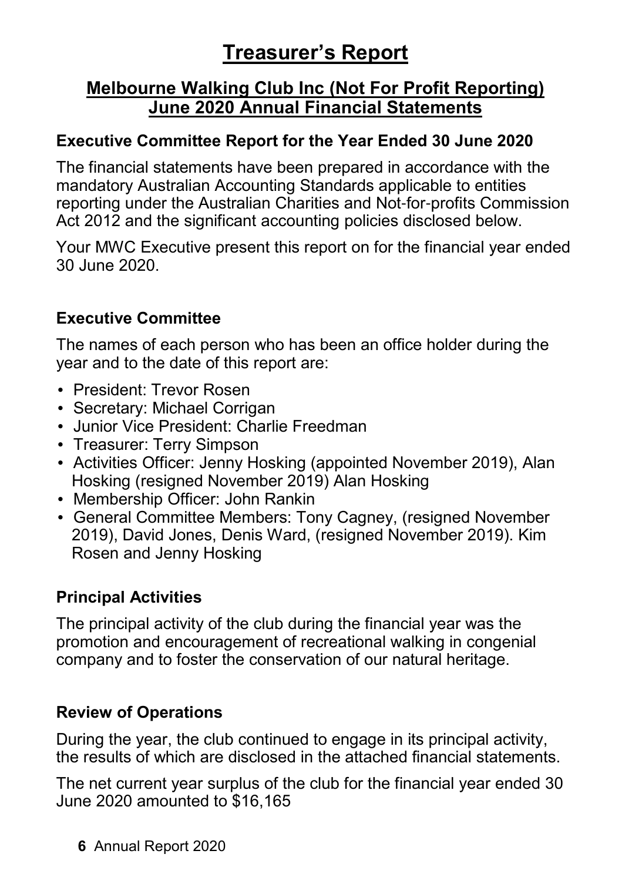# Treasurer's Report

## Melbourne Walking Club Inc (Not For Profit Reporting) June 2020 Annual Financial Statements

### Executive Committee Report for the Year Ended 30 June 2020

The financial statements have been prepared in accordance with the mandatory Australian Accounting Standards applicable to entities reporting under the Australian Charities and Not-for-profits Commission Act 2012 and the significant accounting policies disclosed below.

Your MWC Executive present this report on for the financial year ended 30 June 2020.

### Executive Committee

The names of each person who has been an office holder during the year and to the date of this report are:

- President: Trevor Rosen
- Secretary: Michael Corrigan
- Junior Vice President: Charlie Freedman
- Treasurer: Terry Simpson
- Activities Officer: Jenny Hosking (appointed November 2019), Alan Hosking (resigned November 2019) Alan Hosking
- Membership Officer: John Rankin
- General Committee Members: Tony Cagney, (resigned November 2019), David Jones, Denis Ward, (resigned November 2019). Kim Rosen and Jenny Hosking

### Principal Activities

The principal activity of the club during the financial year was the promotion and encouragement of recreational walking in congenial company and to foster the conservation of our natural heritage.

### Review of Operations

During the year, the club continued to engage in its principal activity, the results of which are disclosed in the attached financial statements.

The net current year surplus of the club for the financial year ended 30 June 2020 amounted to $16,165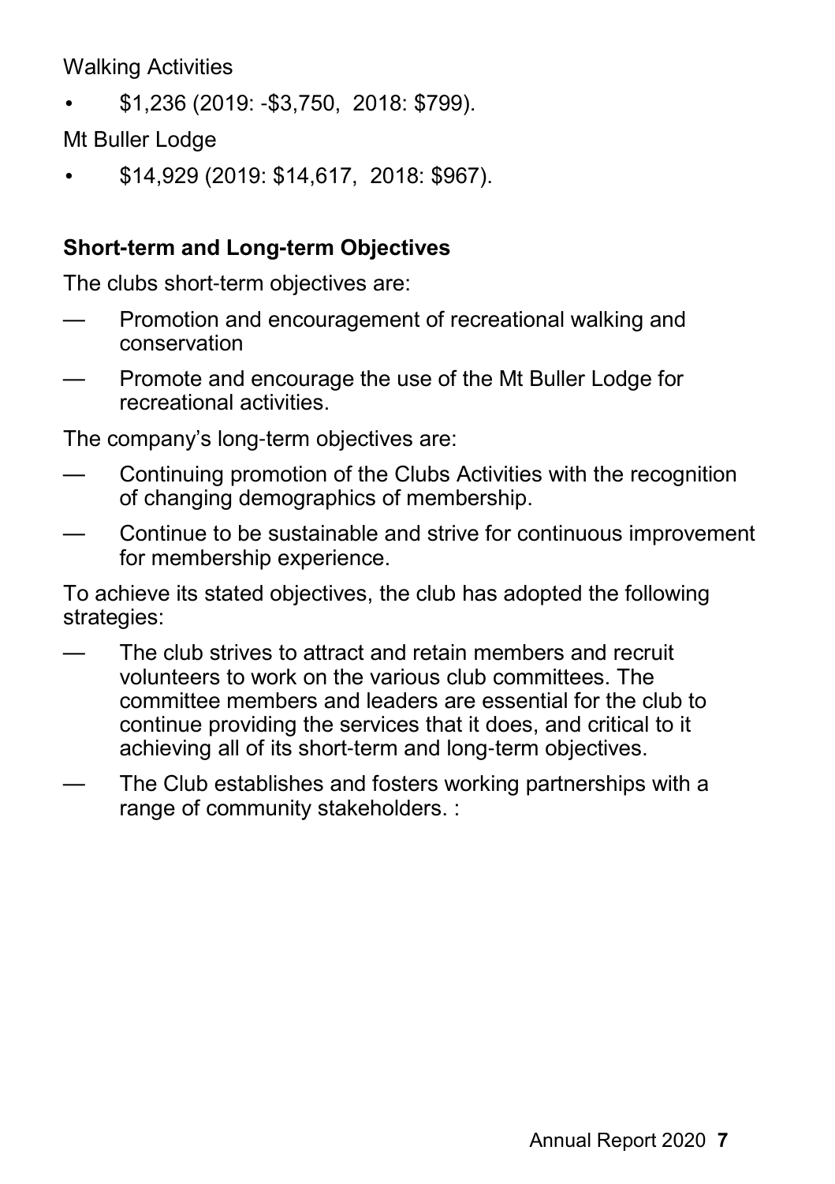Walking Activities

- $1,236 (2019: -$3,750, 2018: $799).

Mt Buller Lodge

- $14,929 (2019: $14,617, 2018: $967).

**Short-term and Long-term Objectives**

The clubs short-term objectives are:

- Promotion and encouragement of recreational walking and conservation
- Promote and encourage the use of the Mt Buller Lodge for recreational activities.

The company's long-term objectives are:

- Continuing promotion of the Clubs Activities with the recognition of changing demographics of membership.
- Continue to be sustainable and strive for continuous improvement for membership experience.

To achieve its stated objectives, the club has adopted the following strategies:

- The club strives to attract and retain members and recruit volunteers to work on the various club committees. The committee members and leaders are essential for the club to continue providing the services that it does, and critical to it achieving all of its short-term and long-term objectives.
- The Club establishes and fosters working partnerships with a range of community stakeholders. :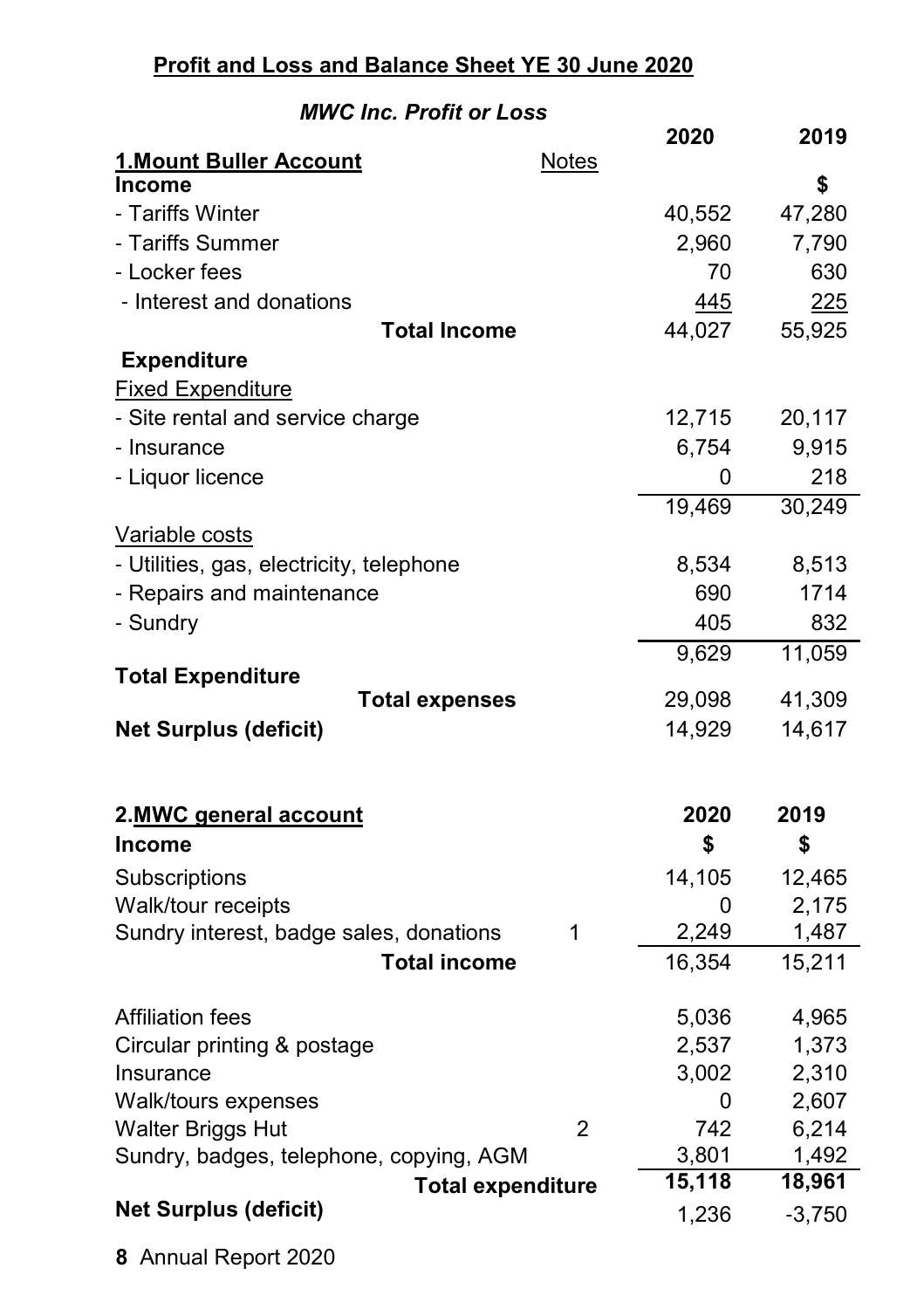## Profit and Loss and Balance Sheet YE 30 June 2020

### *MWC Inc. Profit or Loss*

| **1.Mount Buller Account** | Notes | **2020** | **2019** |
|---|---|---|---|
| **Income** | | | **$** |
| - Tariffs Winter | | 40,552 | 47,280 |
| - Tariffs Summer | | 2,960 | 7,790 |
| - Locker fees | | 70 | 630 |
| - Interest and donations | | 445 | 225 |
| **Total Income** | | 44,027 | 55,925 |
| **Expenditure** | | | |
| Fixed Expenditure | | | |
| - Site rental and service charge | | 12,715 | 20,117 |
| - Insurance | | 6,754 | 9,915 |
| - Liquor licence | | 0 | 218 |
| | | 19,469 | 30,249 |
| Variable costs | | | |
| - Utilities, gas, electricity, telephone | | 8,534 | 8,513 |
| - Repairs and maintenance | | 690 | 1714 |
| - Sundry | | 405 | 832 |
| | | 9,629 | 11,059 |
| **Total Expenditure** | | | |
| **Total expenses** | | 29,098 | 41,309 |
| **Net Surplus (deficit)** | | 14,929 | 14,617 |

| **2.MWC general account** | Notes | **2020** | **2019** |
|---|---|---|---|
| **Income** | | **$** | **$** |
| Subscriptions | | 14,105 | 12,465 |
| Walk/tour receipts | | 0 | 2,175 |
| Sundry interest, badge sales, donations | 1 | 2,249 | 1,487 |
| **Total income** | | 16,354 | 15,211 |
| Affiliation fees | | 5,036 | 4,965 |
| Circular printing & postage | | 2,537 | 1,373 |
| Insurance | | 3,002 | 2,310 |
| Walk/tours expenses | | 0 | 2,607 |
| Walter Briggs Hut | 2 | 742 | 6,214 |
| Sundry, badges, telephone, copying, AGM | | 3,801 | 1,492 |
| **Total expenditure** | | **15,118** | **18,961** |
| **Net Surplus (deficit)** | | 1,236 | -3,750 |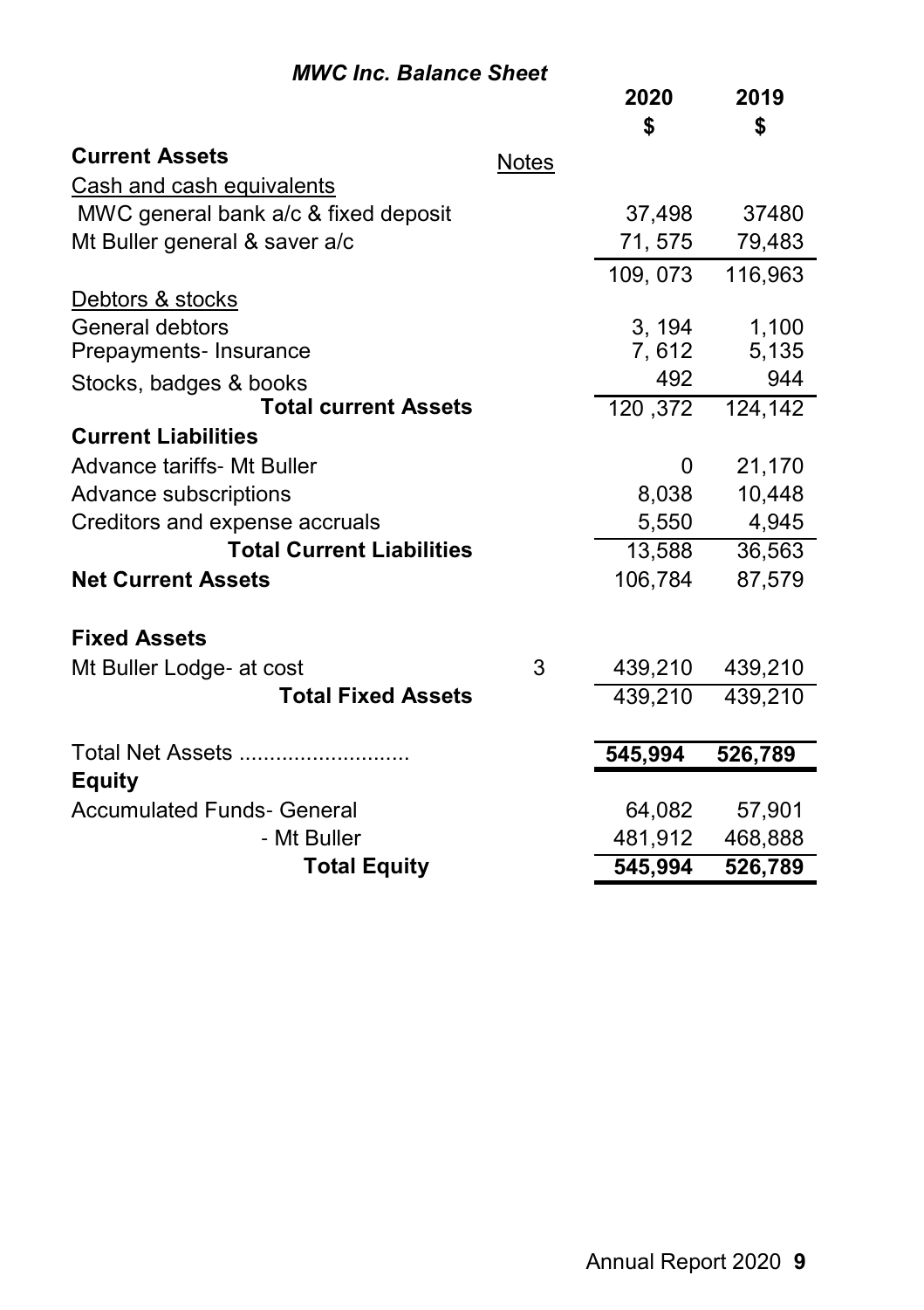### *MWC Inc. Balance Sheet*

| | Notes | 2020 $ | 2019 $ |
|---|---|---|---|
| **Current Assets** | | | |
| Cash and cash equivalents | | | |
| MWC general bank a/c & fixed deposit | | 37,498 | 37480 |
| Mt Buller general & saver a/c | | 71, 575 | 79,483 |
| | | 109, 073 | 116,963 |
| Debtors & stocks | | | |
| General debtors | | 3, 194 | 1,100 |
| Prepayments- Insurance | | 7, 612 | 5,135 |
| Stocks, badges & books | | 492 | 944 |
| **Total current Assets** | | 120 ,372 | 124,142 |
| **Current Liabilities** | | | |
| Advance tariffs- Mt Buller | | 0 | 21,170 |
| Advance subscriptions | | 8,038 | 10,448 |
| Creditors and expense accruals | | 5,550 | 4,945 |
| **Total Current Liabilities** | | 13,588 | 36,563 |
| **Net Current Assets** | | 106,784 | 87,579 |
| **Fixed Assets** | | | |
| Mt Buller Lodge- at cost | 3 | 439,210 | 439,210 |
| **Total Fixed Assets** | | 439,210 | 439,210 |
| Total Net Assets ........................... | | **545,994** | **526,789** |
| **Equity** | | | |
| Accumulated Funds- General | | 64,082 | 57,901 |
| - Mt Buller | | 481,912 | 468,888 |
| **Total Equity** | | **545,994** | **526,789** |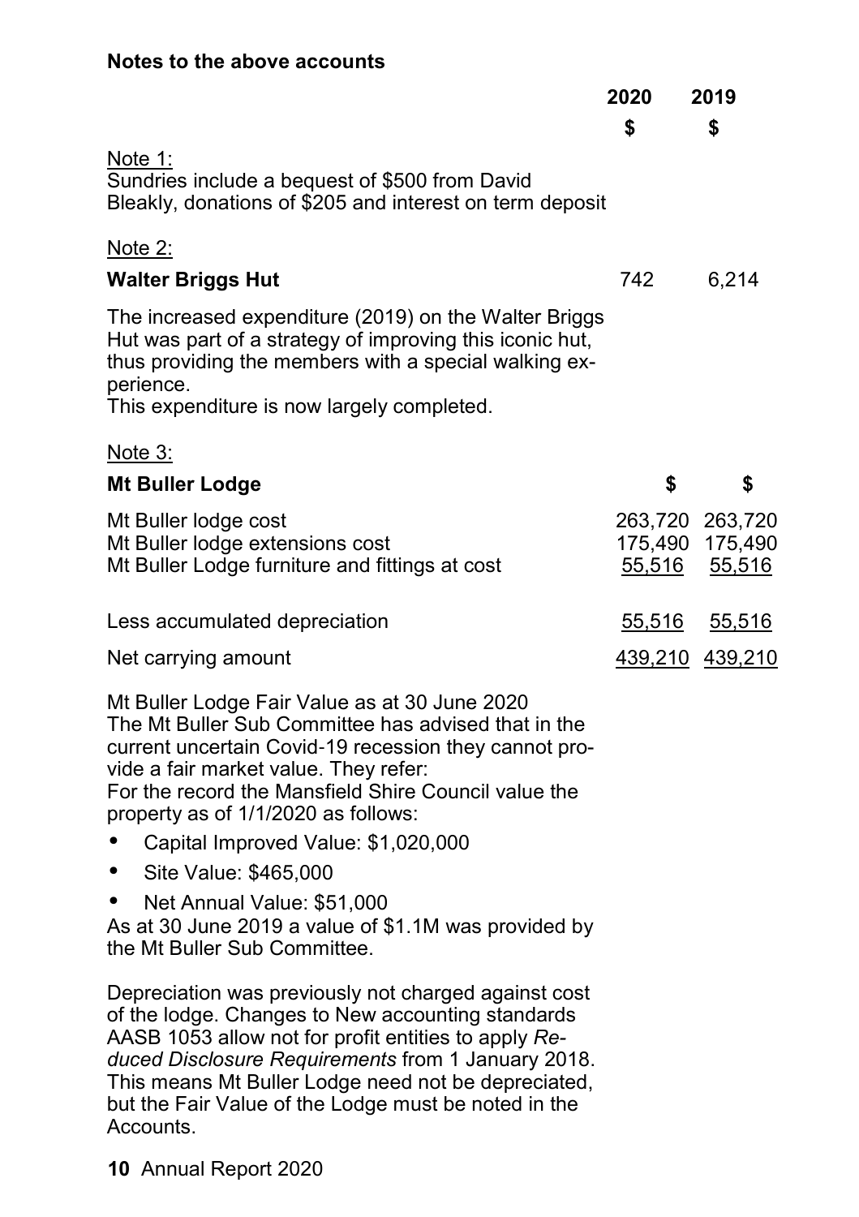**Notes to the above accounts**

| | 2020 | 2019 |
|---|---|---|
| | $ | $ |

Note 1:
Sundries include a bequest of $500 from David Bleakly, donations of $205 and interest on term deposit

Note 2:

| | 2020 | 2019 |
|---|---|---|
| **Walter Briggs Hut** | 742 | 6,214 |

The increased expenditure (2019) on the Walter Briggs Hut was part of a strategy of improving this iconic hut, thus providing the members with a special walking experience.
This expenditure is now largely completed.

Note 3:

| **Mt Buller Lodge** | $ | $ |
|---|---|---|
| Mt Buller lodge cost | 263,720 | 263,720 |
| Mt Buller lodge extensions cost | 175,490 | 175,490 |
| Mt Buller Lodge furniture and fittings at cost | 55,516 | 55,516 |
| Less accumulated depreciation | 55,516 | 55,516 |
| Net carrying amount | 439,210 | 439,210 |

Mt Buller Lodge Fair Value as at 30 June 2020
The Mt Buller Sub Committee has advised that in the current uncertain Covid-19 recession they cannot provide a fair market value. They refer:
For the record the Mansfield Shire Council value the property as of 1/1/2020 as follows:

- Capital Improved Value: $1,020,000
- Site Value: $465,000
- Net Annual Value: $51,000

As at 30 June 2019 a value of $1.1M was provided by the Mt Buller Sub Committee.

Depreciation was previously not charged against cost of the lodge. Changes to New accounting standards AASB 1053 allow not for profit entities to apply *Reduced Disclosure Requirements* from 1 January 2018. This means Mt Buller Lodge need not be depreciated, but the Fair Value of the Lodge must be noted in the Accounts.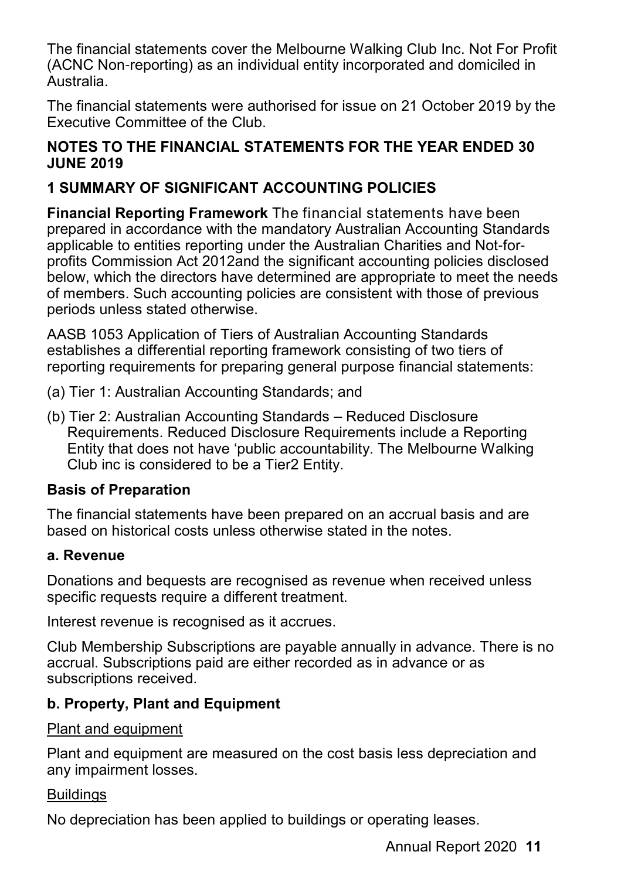The financial statements cover the Melbourne Walking Club Inc. Not For Profit (ACNC Non-reporting) as an individual entity incorporated and domiciled in Australia.

The financial statements were authorised for issue on 21 October 2019 by the Executive Committee of the Club.

## NOTES TO THE FINANCIAL STATEMENTS FOR THE YEAR ENDED 30 JUNE 2019

### 1 SUMMARY OF SIGNIFICANT ACCOUNTING POLICIES

**Financial Reporting Framework** The financial statements have been prepared in accordance with the mandatory Australian Accounting Standards applicable to entities reporting under the Australian Charities and Not-for-profits Commission Act 2012and the significant accounting policies disclosed below, which the directors have determined are appropriate to meet the needs of members. Such accounting policies are consistent with those of previous periods unless stated otherwise.

AASB 1053 Application of Tiers of Australian Accounting Standards establishes a differential reporting framework consisting of two tiers of reporting requirements for preparing general purpose financial statements:

(a) Tier 1: Australian Accounting Standards; and

(b) Tier 2: Australian Accounting Standards – Reduced Disclosure Requirements. Reduced Disclosure Requirements include a Reporting Entity that does not have 'public accountability. The Melbourne Walking Club inc is considered to be a Tier2 Entity.

### Basis of Preparation

The financial statements have been prepared on an accrual basis and are based on historical costs unless otherwise stated in the notes.

### a. Revenue

Donations and bequests are recognised as revenue when received unless specific requests require a different treatment.

Interest revenue is recognised as it accrues.

Club Membership Subscriptions are payable annually in advance. There is no accrual. Subscriptions paid are either recorded as in advance or as subscriptions received.

### b. Property, Plant and Equipment

Plant and equipment

Plant and equipment are measured on the cost basis less depreciation and any impairment losses.

Buildings

No depreciation has been applied to buildings or operating leases.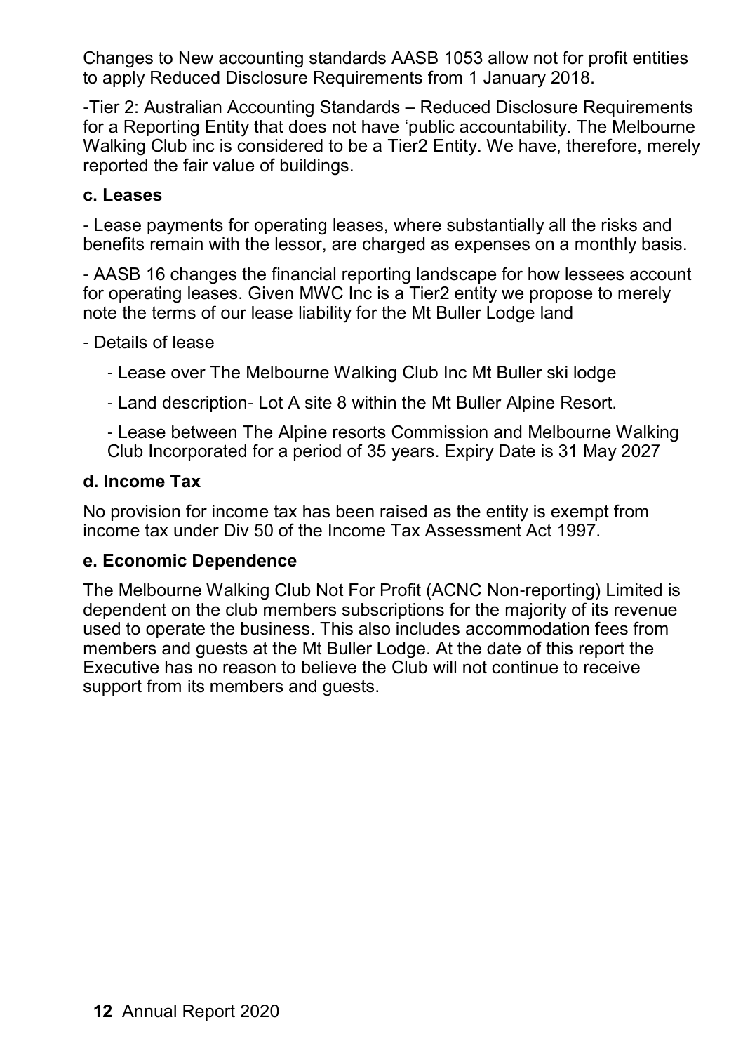Changes to New accounting standards AASB 1053 allow not for profit entities to apply Reduced Disclosure Requirements from 1 January 2018.

-Tier 2: Australian Accounting Standards – Reduced Disclosure Requirements for a Reporting Entity that does not have 'public accountability. The Melbourne Walking Club inc is considered to be a Tier2 Entity. We have, therefore, merely reported the fair value of buildings.

### c. Leases

- Lease payments for operating leases, where substantially all the risks and benefits remain with the lessor, are charged as expenses on a monthly basis.

- AASB 16 changes the financial reporting landscape for how lessees account for operating leases. Given MWC Inc is a Tier2 entity we propose to merely note the terms of our lease liability for the Mt Buller Lodge land

- Details of lease

  - Lease over The Melbourne Walking Club Inc Mt Buller ski lodge

  - Land description- Lot A site 8 within the Mt Buller Alpine Resort.

  - Lease between The Alpine resorts Commission and Melbourne Walking Club Incorporated for a period of 35 years. Expiry Date is 31 May 2027

### d. Income Tax

No provision for income tax has been raised as the entity is exempt from income tax under Div 50 of the Income Tax Assessment Act 1997.

### e. Economic Dependence

The Melbourne Walking Club Not For Profit (ACNC Non-reporting) Limited is dependent on the club members subscriptions for the majority of its revenue used to operate the business. This also includes accommodation fees from members and guests at the Mt Buller Lodge. At the date of this report the Executive has no reason to believe the Club will not continue to receive support from its members and guests.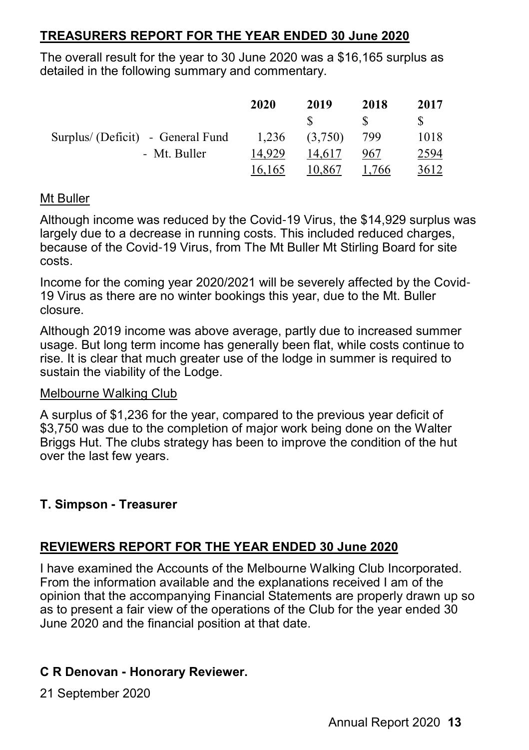## TREASURERS REPORT FOR THE YEAR ENDED 30 June 2020

The overall result for the year to 30 June 2020 was a $16,165 surplus as detailed in the following summary and commentary.

| | 2020 | 2019 | 2018 | 2017 |
|---|---|---|---|---|
| | | $ | $ | $ |
| Surplus/ (Deficit) - General Fund | 1,236 | (3,750) | 799 | 1018 |
| - Mt. Buller | 14,929 | 14,617 | 967 | 2594 |
| | 16,165 | 10,867 | 1,766 | 3612 |

### Mt Buller

Although income was reduced by the Covid-19 Virus, the $14,929 surplus was largely due to a decrease in running costs. This included reduced charges, because of the Covid-19 Virus, from The Mt Buller Mt Stirling Board for site costs.

Income for the coming year 2020/2021 will be severely affected by the Covid-19 Virus as there are no winter bookings this year, due to the Mt. Buller closure.

Although 2019 income was above average, partly due to increased summer usage. But long term income has generally been flat, while costs continue to rise. It is clear that much greater use of the lodge in summer is required to sustain the viability of the Lodge.

### Melbourne Walking Club

A surplus of $1,236 for the year, compared to the previous year deficit of $3,750 was due to the completion of major work being done on the Walter Briggs Hut. The clubs strategy has been to improve the condition of the hut over the last few years.

**T. Simpson - Treasurer**

## REVIEWERS REPORT FOR THE YEAR ENDED 30 June 2020

I have examined the Accounts of the Melbourne Walking Club Incorporated. From the information available and the explanations received I am of the opinion that the accompanying Financial Statements are properly drawn up so as to present a fair view of the operations of the Club for the year ended 30 June 2020 and the financial position at that date.

**C R Denovan - Honorary Reviewer.**

21 September 2020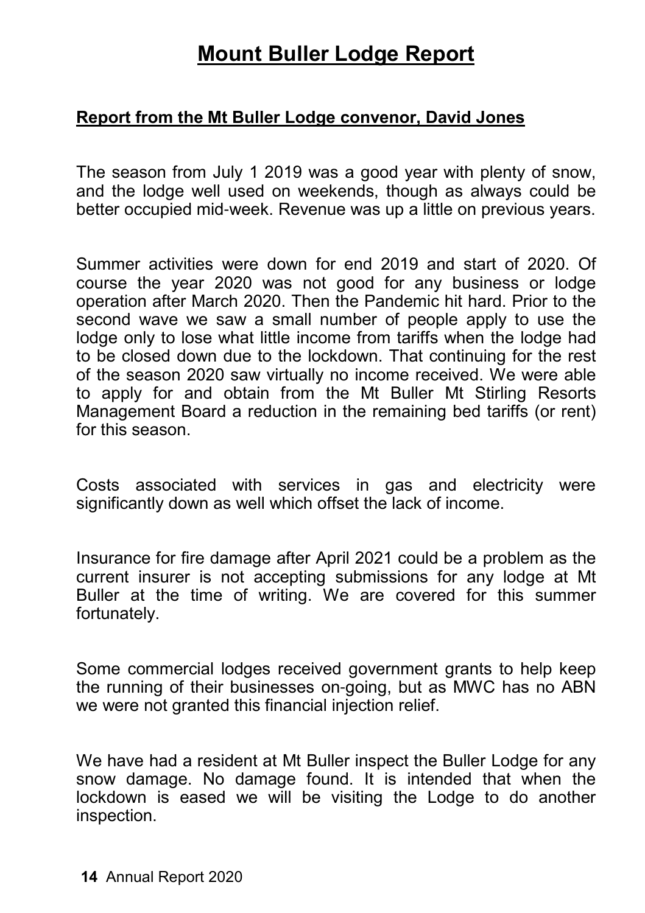# Mount Buller Lodge Report

## Report from the Mt Buller Lodge convenor, David Jones

The season from July 1 2019 was a good year with plenty of snow, and the lodge well used on weekends, though as always could be better occupied mid-week. Revenue was up a little on previous years.

Summer activities were down for end 2019 and start of 2020. Of course the year 2020 was not good for any business or lodge operation after March 2020. Then the Pandemic hit hard. Prior to the second wave we saw a small number of people apply to use the lodge only to lose what little income from tariffs when the lodge had to be closed down due to the lockdown. That continuing for the rest of the season 2020 saw virtually no income received. We were able to apply for and obtain from the Mt Buller Mt Stirling Resorts Management Board a reduction in the remaining bed tariffs (or rent) for this season.

Costs associated with services in gas and electricity were significantly down as well which offset the lack of income.

Insurance for fire damage after April 2021 could be a problem as the current insurer is not accepting submissions for any lodge at Mt Buller at the time of writing. We are covered for this summer fortunately.

Some commercial lodges received government grants to help keep the running of their businesses on-going, but as MWC has no ABN we were not granted this financial injection relief.

We have had a resident at Mt Buller inspect the Buller Lodge for any snow damage. No damage found. It is intended that when the lockdown is eased we will be visiting the Lodge to do another inspection.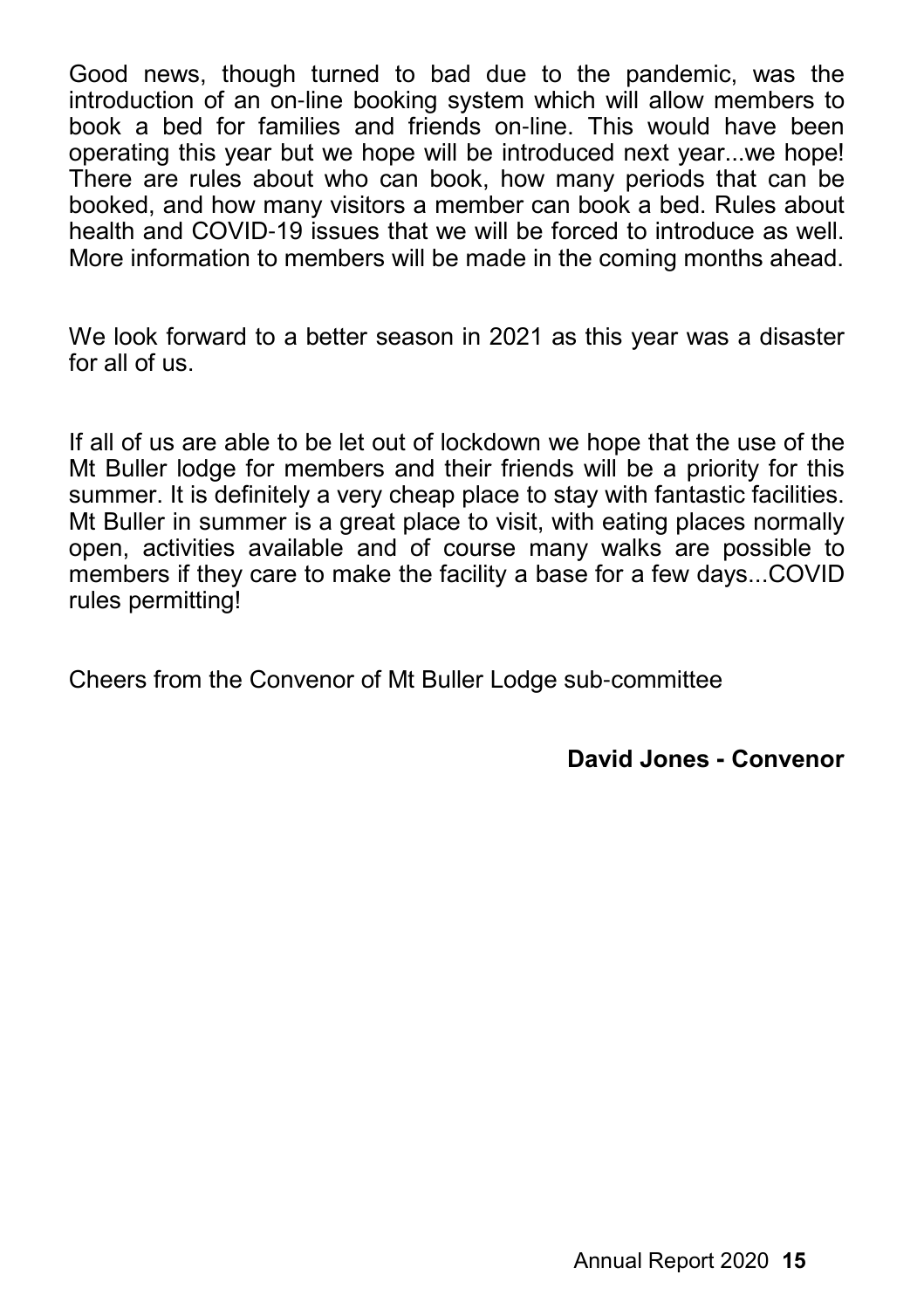Good news, though turned to bad due to the pandemic, was the introduction of an on-line booking system which will allow members to book a bed for families and friends on-line. This would have been operating this year but we hope will be introduced next year...we hope! There are rules about who can book, how many periods that can be booked, and how many visitors a member can book a bed. Rules about health and COVID-19 issues that we will be forced to introduce as well. More information to members will be made in the coming months ahead.

We look forward to a better season in 2021 as this year was a disaster for all of us.

If all of us are able to be let out of lockdown we hope that the use of the Mt Buller lodge for members and their friends will be a priority for this summer. It is definitely a very cheap place to stay with fantastic facilities. Mt Buller in summer is a great place to visit, with eating places normally open, activities available and of course many walks are possible to members if they care to make the facility a base for a few days...COVID rules permitting!

Cheers from the Convenor of Mt Buller Lodge sub-committee

**David Jones - Convenor**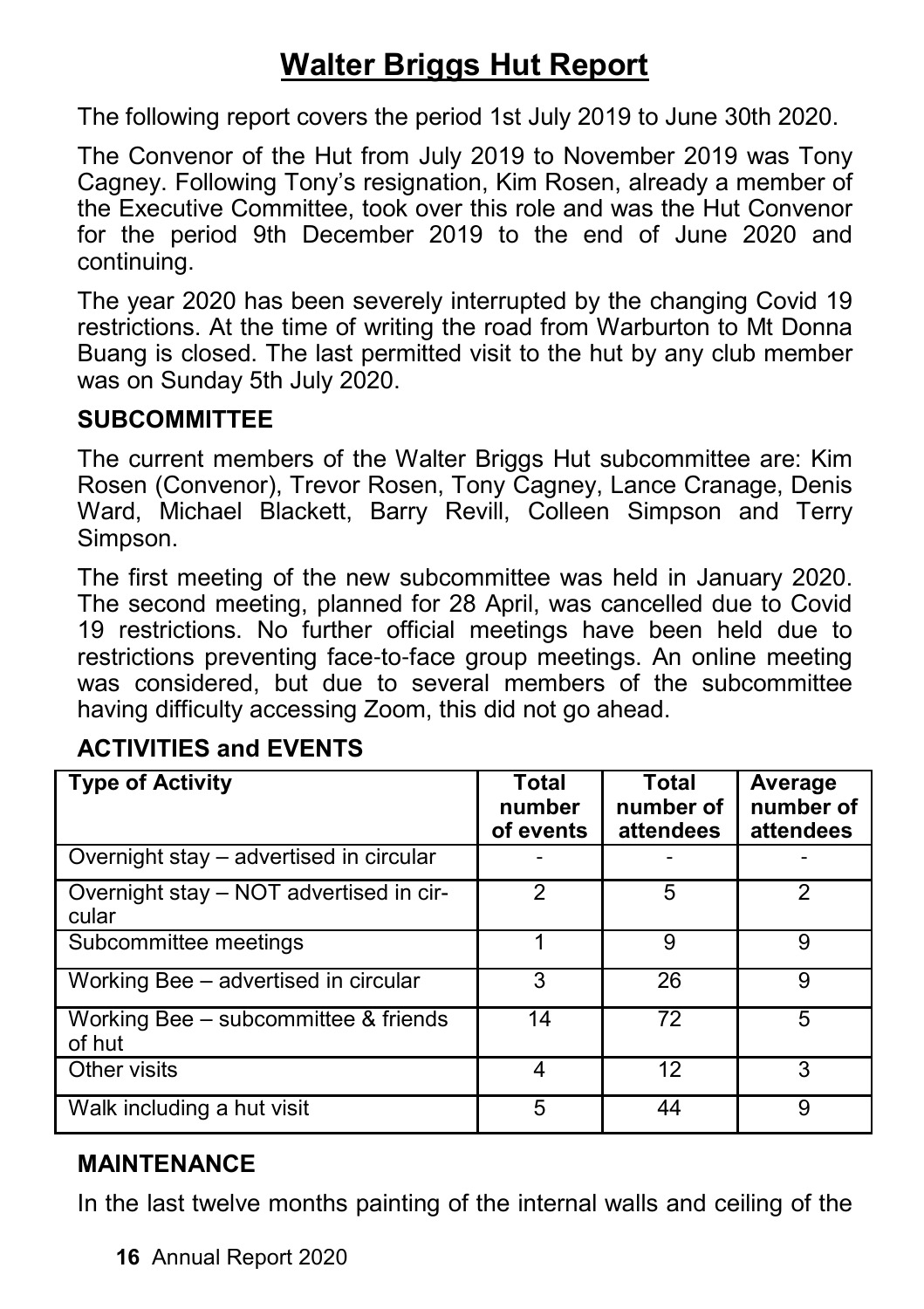# Walter Briggs Hut Report

The following report covers the period 1st July 2019 to June 30th 2020.

The Convenor of the Hut from July 2019 to November 2019 was Tony Cagney. Following Tony's resignation, Kim Rosen, already a member of the Executive Committee, took over this role and was the Hut Convenor for the period 9th December 2019 to the end of June 2020 and continuing.

The year 2020 has been severely interrupted by the changing Covid 19 restrictions. At the time of writing the road from Warburton to Mt Donna Buang is closed. The last permitted visit to the hut by any club member was on Sunday 5th July 2020.

### SUBCOMMITTEE

The current members of the Walter Briggs Hut subcommittee are: Kim Rosen (Convenor), Trevor Rosen, Tony Cagney, Lance Cranage, Denis Ward, Michael Blackett, Barry Revill, Colleen Simpson and Terry Simpson.

The first meeting of the new subcommittee was held in January 2020. The second meeting, planned for 28 April, was cancelled due to Covid 19 restrictions. No further official meetings have been held due to restrictions preventing face-to-face group meetings. An online meeting was considered, but due to several members of the subcommittee having difficulty accessing Zoom, this did not go ahead.

### ACTIVITIES and EVENTS

| Type of Activity | Total number of events | Total number of attendees | Average number of attendees |
|---|---|---|---|
| Overnight stay – advertised in circular | - | - | - |
| Overnight stay – NOT advertised in circular | 2 | 5 | 2 |
| Subcommittee meetings | 1 | 9 | 9 |
| Working Bee – advertised in circular | 3 | 26 | 9 |
| Working Bee – subcommittee & friends of hut | 14 | 72 | 5 |
| Other visits | 4 | 12 | 3 |
| Walk including a hut visit | 5 | 44 | 9 |

### MAINTENANCE

In the last twelve months painting of the internal walls and ceiling of the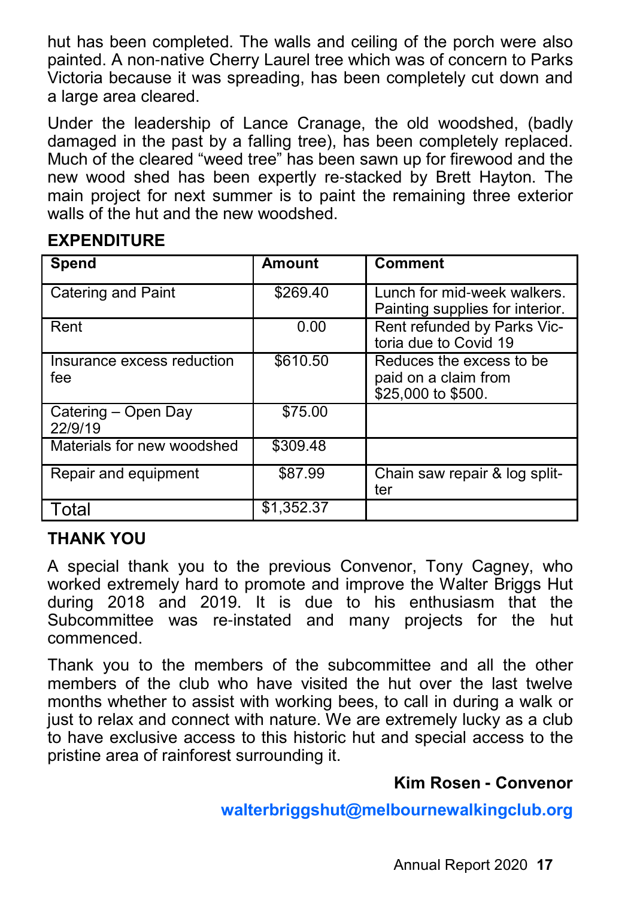hut has been completed. The walls and ceiling of the porch were also painted. A non-native Cherry Laurel tree which was of concern to Parks Victoria because it was spreading, has been completely cut down and a large area cleared.

Under the leadership of Lance Cranage, the old woodshed, (badly damaged in the past by a falling tree), has been completely replaced. Much of the cleared "weed tree" has been sawn up for firewood and the new wood shed has been expertly re-stacked by Brett Hayton. The main project for next summer is to paint the remaining three exterior walls of the hut and the new woodshed.

**EXPENDITURE**

| Spend | Amount | Comment |
|---|---|---|
| Catering and Paint | $269.40 | Lunch for mid-week walkers. Painting supplies for interior. |
| Rent | 0.00 | Rent refunded by Parks Victoria due to Covid 19 |
| Insurance excess reduction fee | $610.50 | Reduces the excess to be paid on a claim from $25,000 to $500. |
| Catering – Open Day 22/9/19 | $75.00 | |
| Materials for new woodshed | $309.48 | |
| Repair and equipment | $87.99 | Chain saw repair & log splitter |
| Total | $1,352.37 | |

**THANK YOU**

A special thank you to the previous Convenor, Tony Cagney, who worked extremely hard to promote and improve the Walter Briggs Hut during 2018 and 2019. It is due to his enthusiasm that the Subcommittee was re-instated and many projects for the hut commenced.

Thank you to the members of the subcommittee and all the other members of the club who have visited the hut over the last twelve months whether to assist with working bees, to call in during a walk or just to relax and connect with nature. We are extremely lucky as a club to have exclusive access to this historic hut and special access to the pristine area of rainforest surrounding it.

**Kim Rosen - Convenor**

**walterbriggshut@melbournewalkingclub.org**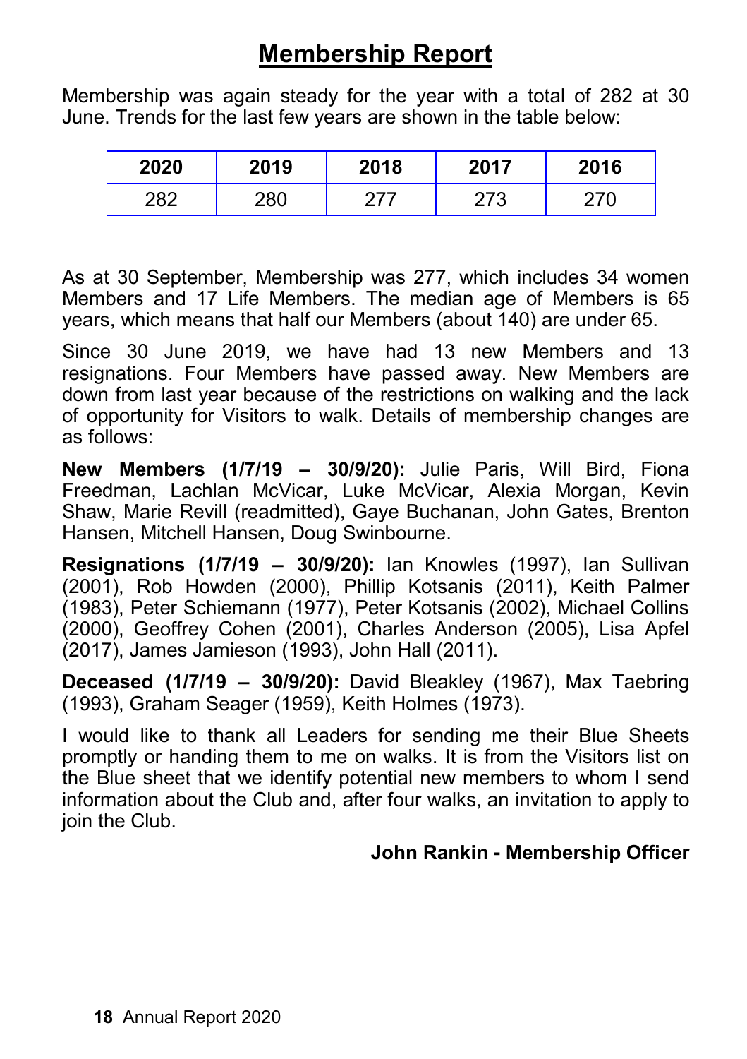# Membership Report

Membership was again steady for the year with a total of 282 at 30 June. Trends for the last few years are shown in the table below:

| 2020 | 2019 | 2018 | 2017 | 2016 |
|---|---|---|---|---|
| 282 | 280 | 277 | 273 | 270 |

As at 30 September, Membership was 277, which includes 34 women Members and 17 Life Members. The median age of Members is 65 years, which means that half our Members (about 140) are under 65.

Since 30 June 2019, we have had 13 new Members and 13 resignations. Four Members have passed away. New Members are down from last year because of the restrictions on walking and the lack of opportunity for Visitors to walk. Details of membership changes are as follows:

**New Members (1/7/19 – 30/9/20):** Julie Paris, Will Bird, Fiona Freedman, Lachlan McVicar, Luke McVicar, Alexia Morgan, Kevin Shaw, Marie Revill (readmitted), Gaye Buchanan, John Gates, Brenton Hansen, Mitchell Hansen, Doug Swinbourne.

**Resignations (1/7/19 – 30/9/20):** Ian Knowles (1997), Ian Sullivan (2001), Rob Howden (2000), Phillip Kotsanis (2011), Keith Palmer (1983), Peter Schiemann (1977), Peter Kotsanis (2002), Michael Collins (2000), Geoffrey Cohen (2001), Charles Anderson (2005), Lisa Apfel (2017), James Jamieson (1993), John Hall (2011).

**Deceased (1/7/19 – 30/9/20):** David Bleakley (1967), Max Taebring (1993), Graham Seager (1959), Keith Holmes (1973).

I would like to thank all Leaders for sending me their Blue Sheets promptly or handing them to me on walks. It is from the Visitors list on the Blue sheet that we identify potential new members to whom I send information about the Club and, after four walks, an invitation to apply to join the Club.

**John Rankin - Membership Officer**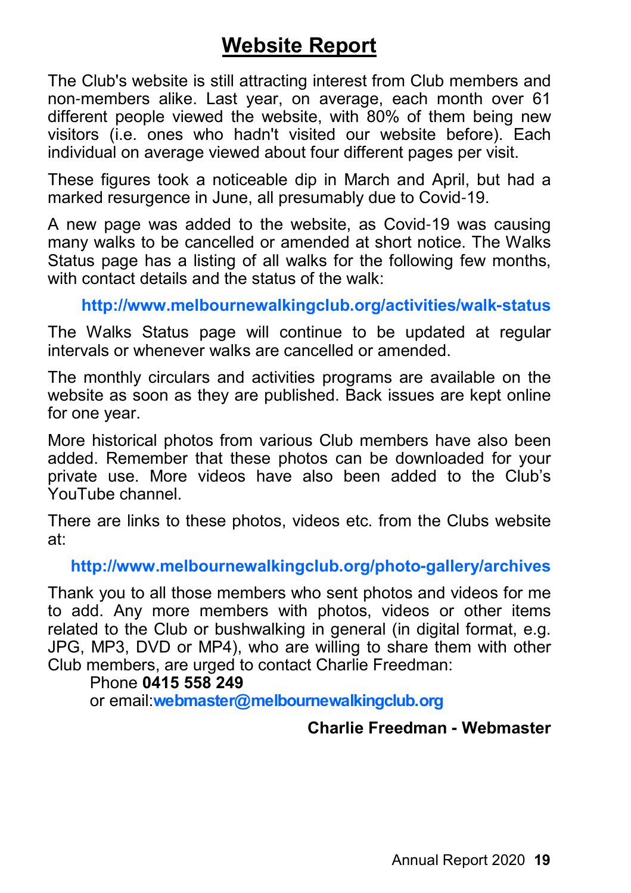# Website Report

The Club's website is still attracting interest from Club members and non-members alike. Last year, on average, each month over 61 different people viewed the website, with 80% of them being new visitors (i.e. ones who hadn't visited our website before). Each individual on average viewed about four different pages per visit.

These figures took a noticeable dip in March and April, but had a marked resurgence in June, all presumably due to Covid-19.

A new page was added to the website, as Covid-19 was causing many walks to be cancelled or amended at short notice. The Walks Status page has a listing of all walks for the following few months, with contact details and the status of the walk:

**http://www.melbournewalkingclub.org/activities/walk-status**

The Walks Status page will continue to be updated at regular intervals or whenever walks are cancelled or amended.

The monthly circulars and activities programs are available on the website as soon as they are published. Back issues are kept online for one year.

More historical photos from various Club members have also been added. Remember that these photos can be downloaded for your private use. More videos have also been added to the Club's YouTube channel.

There are links to these photos, videos etc. from the Clubs website at:

**http://www.melbournewalkingclub.org/photo-gallery/archives**

Thank you to all those members who sent photos and videos for me to add. Any more members with photos, videos or other items related to the Club or bushwalking in general (in digital format, e.g. JPG, MP3, DVD or MP4), who are willing to share them with other Club members, are urged to contact Charlie Freedman:

Phone **0415 558 249**
or email:**webmaster@melbournewalkingclub.org**

**Charlie Freedman - Webmaster**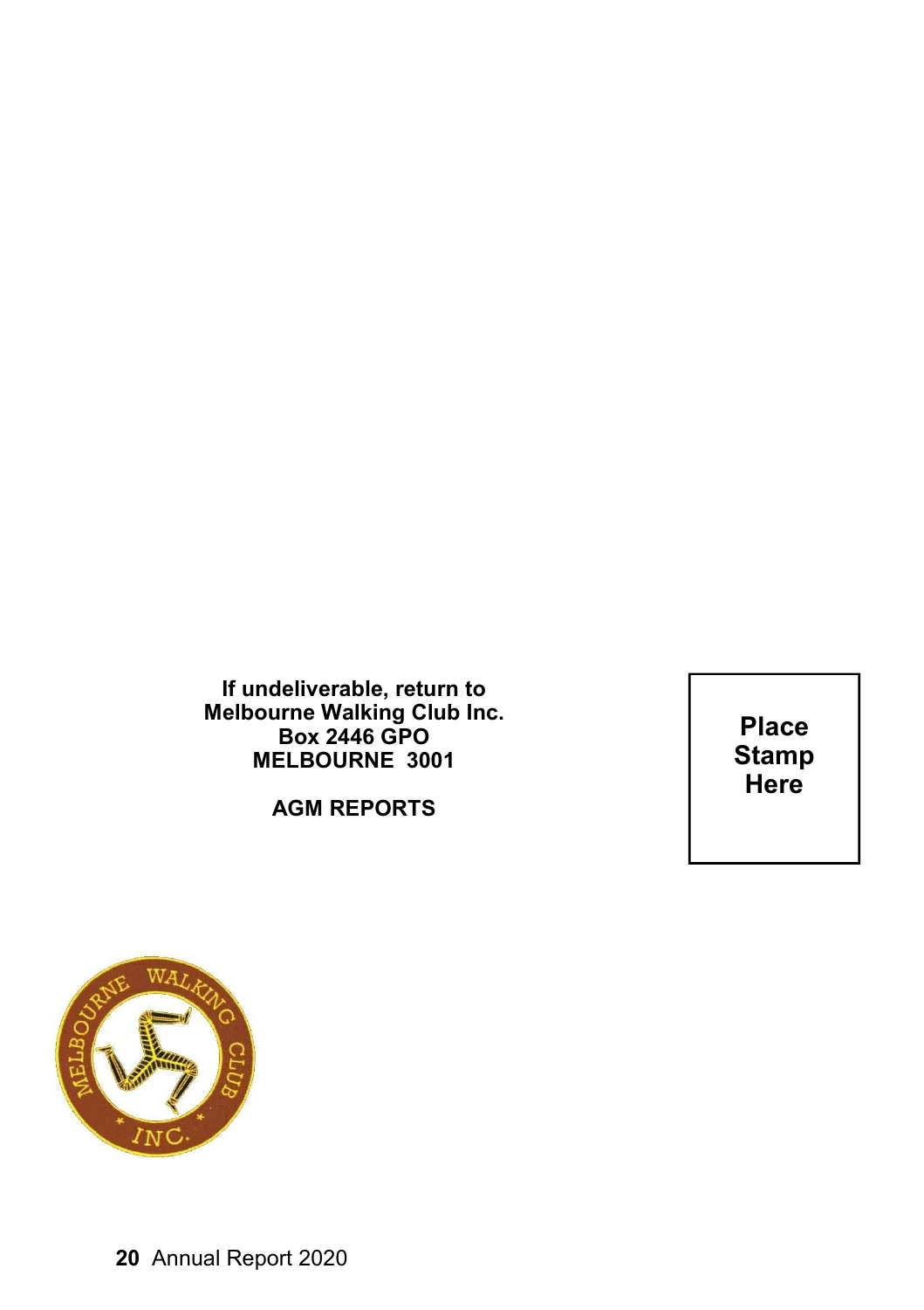**If undeliverable, return to**
**Melbourne Walking Club Inc.**
**Box 2446 GPO**
**MELBOURNE 3001**

**AGM REPORTS**

**Place Stamp Here**